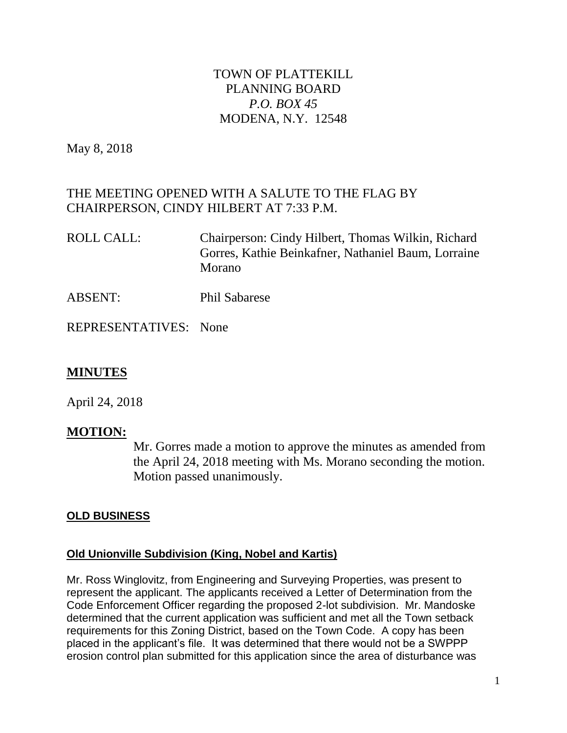TOWN OF PLATTEKILL
PLANNING BOARD
*P.O. BOX 45*
MODENA, N.Y. 12548

May 8, 2018

THE MEETING OPENED WITH A SALUTE TO THE FLAG BY CHAIRPERSON, CINDY HILBERT AT 7:33 P.M.

ROLL CALL: Chairperson: Cindy Hilbert, Thomas Wilkin, Richard Gorres, Kathie Beinkafner, Nathaniel Baum, Lorraine Morano

ABSENT: Phil Sabarese

REPRESENTATIVES: None

## MINUTES

April 24, 2018

## MOTION:

Mr. Gorres made a motion to approve the minutes as amended from the April 24, 2018 meeting with Ms. Morano seconding the motion. Motion passed unanimously.

### OLD BUSINESS

#### Old Unionville Subdivision (King, Nobel and Kartis)

Mr. Ross Winglovitz, from Engineering and Surveying Properties, was present to represent the applicant. The applicants received a Letter of Determination from the Code Enforcement Officer regarding the proposed 2-lot subdivision. Mr. Mandoske determined that the current application was sufficient and met all the Town setback requirements for this Zoning District, based on the Town Code. A copy has been placed in the applicant's file. It was determined that there would not be a SWPPP erosion control plan submitted for this application since the area of disturbance was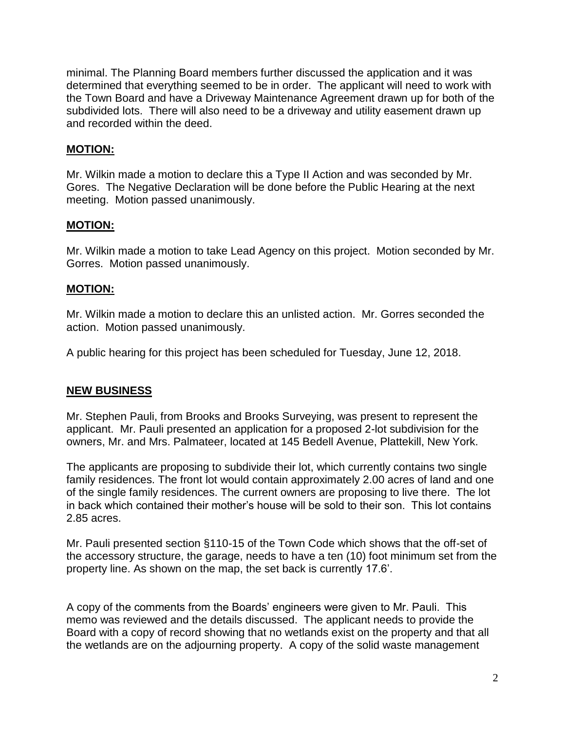minimal. The Planning Board members further discussed the application and it was determined that everything seemed to be in order. The applicant will need to work with the Town Board and have a Driveway Maintenance Agreement drawn up for both of the subdivided lots. There will also need to be a driveway and utility easement drawn up and recorded within the deed.

**MOTION:**

Mr. Wilkin made a motion to declare this a Type II Action and was seconded by Mr. Gores. The Negative Declaration will be done before the Public Hearing at the next meeting. Motion passed unanimously.

**MOTION:**

Mr. Wilkin made a motion to take Lead Agency on this project. Motion seconded by Mr. Gorres. Motion passed unanimously.

**MOTION:**

Mr. Wilkin made a motion to declare this an unlisted action. Mr. Gorres seconded the action. Motion passed unanimously.

A public hearing for this project has been scheduled for Tuesday, June 12, 2018.

## NEW BUSINESS

Mr. Stephen Pauli, from Brooks and Brooks Surveying, was present to represent the applicant. Mr. Pauli presented an application for a proposed 2-lot subdivision for the owners, Mr. and Mrs. Palmateer, located at 145 Bedell Avenue, Plattekill, New York.

The applicants are proposing to subdivide their lot, which currently contains two single family residences. The front lot would contain approximately 2.00 acres of land and one of the single family residences. The current owners are proposing to live there. The lot in back which contained their mother's house will be sold to their son. This lot contains 2.85 acres.

Mr. Pauli presented section §110-15 of the Town Code which shows that the off-set of the accessory structure, the garage, needs to have a ten (10) foot minimum set from the property line. As shown on the map, the set back is currently 17.6'.

A copy of the comments from the Boards' engineers were given to Mr. Pauli. This memo was reviewed and the details discussed. The applicant needs to provide the Board with a copy of record showing that no wetlands exist on the property and that all the wetlands are on the adjourning property. A copy of the solid waste management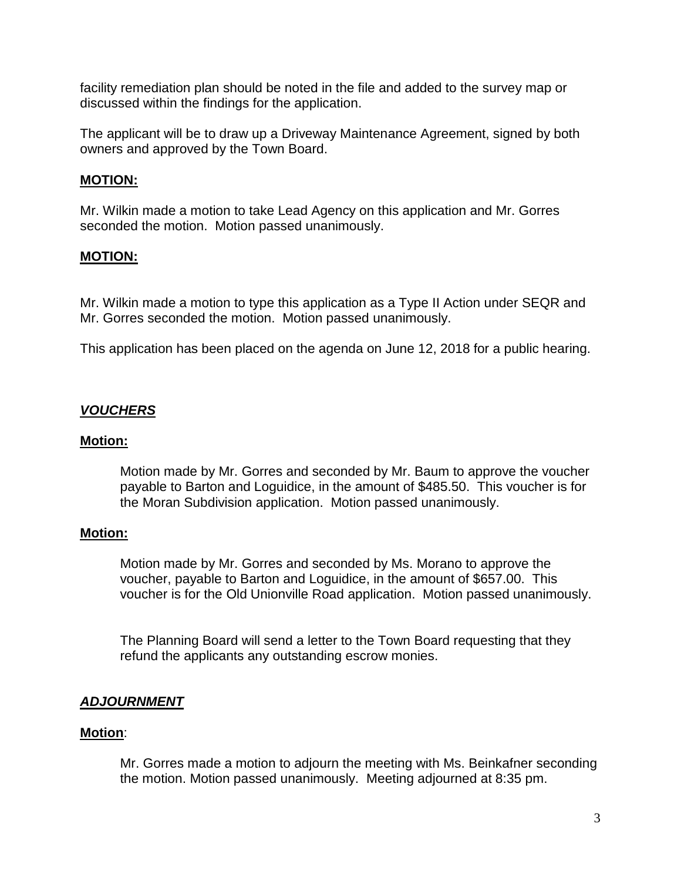facility remediation plan should be noted in the file and added to the survey map or discussed within the findings for the application.

The applicant will be to draw up a Driveway Maintenance Agreement, signed by both owners and approved by the Town Board.

**MOTION:**

Mr. Wilkin made a motion to take Lead Agency on this application and Mr. Gorres seconded the motion. Motion passed unanimously.

**MOTION:**

Mr. Wilkin made a motion to type this application as a Type II Action under SEQR and Mr. Gorres seconded the motion. Motion passed unanimously.

This application has been placed on the agenda on June 12, 2018 for a public hearing.

## ***VOUCHERS***

**Motion:**

Motion made by Mr. Gorres and seconded by Mr. Baum to approve the voucher payable to Barton and Loguidice, in the amount of $485.50. This voucher is for the Moran Subdivision application. Motion passed unanimously.

**Motion:**

Motion made by Mr. Gorres and seconded by Ms. Morano to approve the voucher, payable to Barton and Loguidice, in the amount of $657.00. This voucher is for the Old Unionville Road application. Motion passed unanimously.

The Planning Board will send a letter to the Town Board requesting that they refund the applicants any outstanding escrow monies.

## ***ADJOURNMENT***

**Motion**:

Mr. Gorres made a motion to adjourn the meeting with Ms. Beinkafner seconding the motion. Motion passed unanimously. Meeting adjourned at 8:35 pm.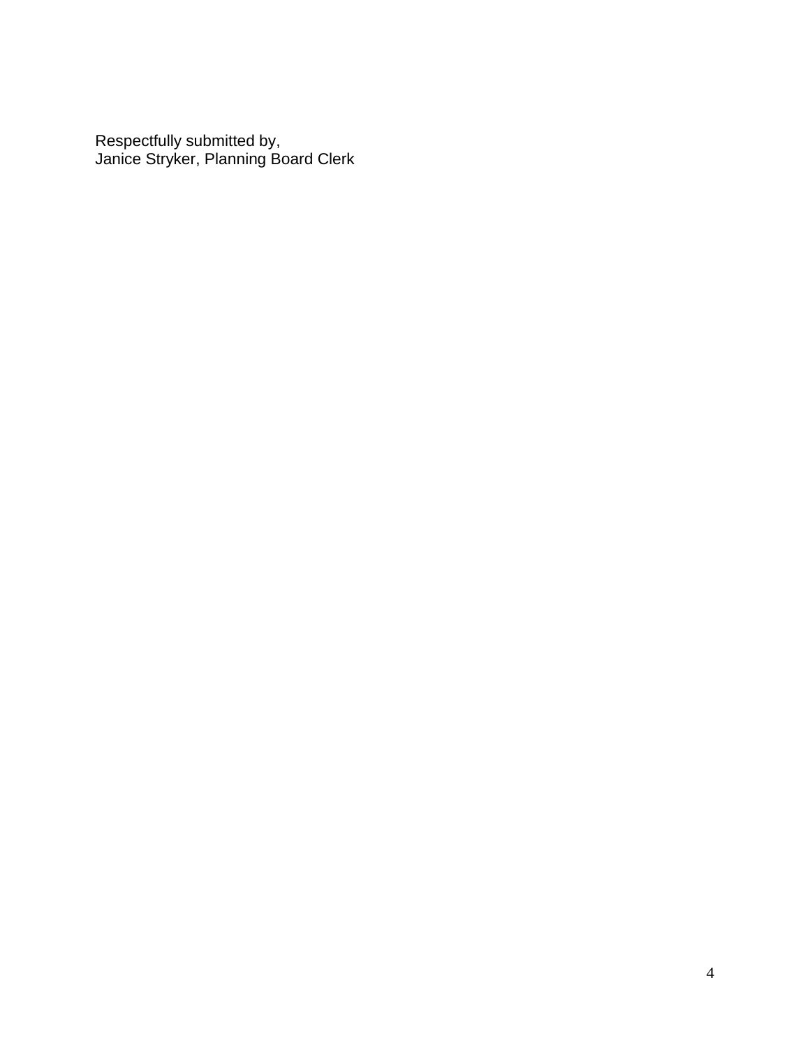Respectfully submitted by,
Janice Stryker, Planning Board Clerk